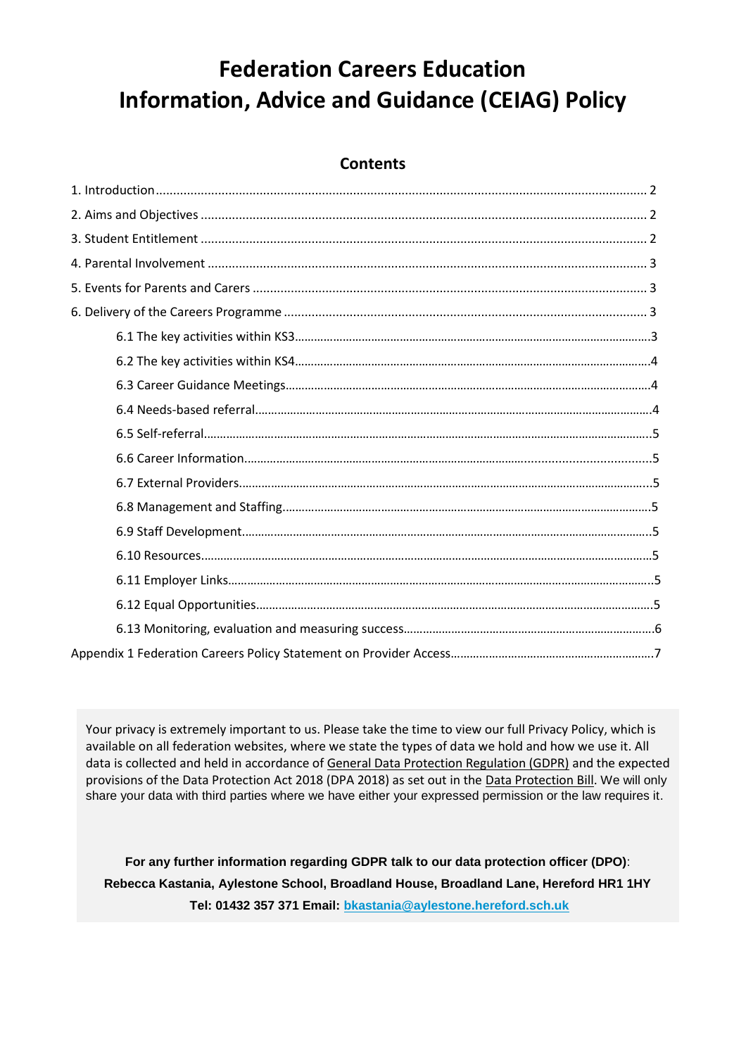# Federation Careers Education Information, Advice and Guidance (CEIAG) Policy

## Contents

1. Introduction ..... 2
2. Aims and Objectives ..... 2
3. Student Entitlement ..... 2
4. Parental Involvement ..... 3
5. Events for Parents and Carers ..... 3
6. Delivery of the Careers Programme ..... 3
   - 6.1 The key activities within KS3 ..... 3
   - 6.2 The key activities within KS4 ..... 4
   - 6.3 Career Guidance Meetings ..... 4
   - 6.4 Needs-based referral ..... 4
   - 6.5 Self-referral ..... 5
   - 6.6 Career Information ..... 5
   - 6.7 External Providers ..... 5
   - 6.8 Management and Staffing ..... 5
   - 6.9 Staff Development ..... 5
   - 6.10 Resources ..... 5
   - 6.11 Employer Links ..... 5
   - 6.12 Equal Opportunities ..... 5
   - 6.13 Monitoring, evaluation and measuring success ..... 6

Appendix 1 Federation Careers Policy Statement on Provider Access ..... 7

Your privacy is extremely important to us. Please take the time to view our full Privacy Policy, which is available on all federation websites, where we state the types of data we hold and how we use it. All data is collected and held in accordance of General Data Protection Regulation (GDPR) and the expected provisions of the Data Protection Act 2018 (DPA 2018) as set out in the Data Protection Bill. We will only share your data with third parties where we have either your expressed permission or the law requires it.

**For any further information regarding GDPR talk to our data protection officer (DPO)**:
**Rebecca Kastania, Aylestone School, Broadland House, Broadland Lane, Hereford HR1 1HY**
**Tel: 01432 357 371 Email: bkastania@aylestone.hereford.sch.uk**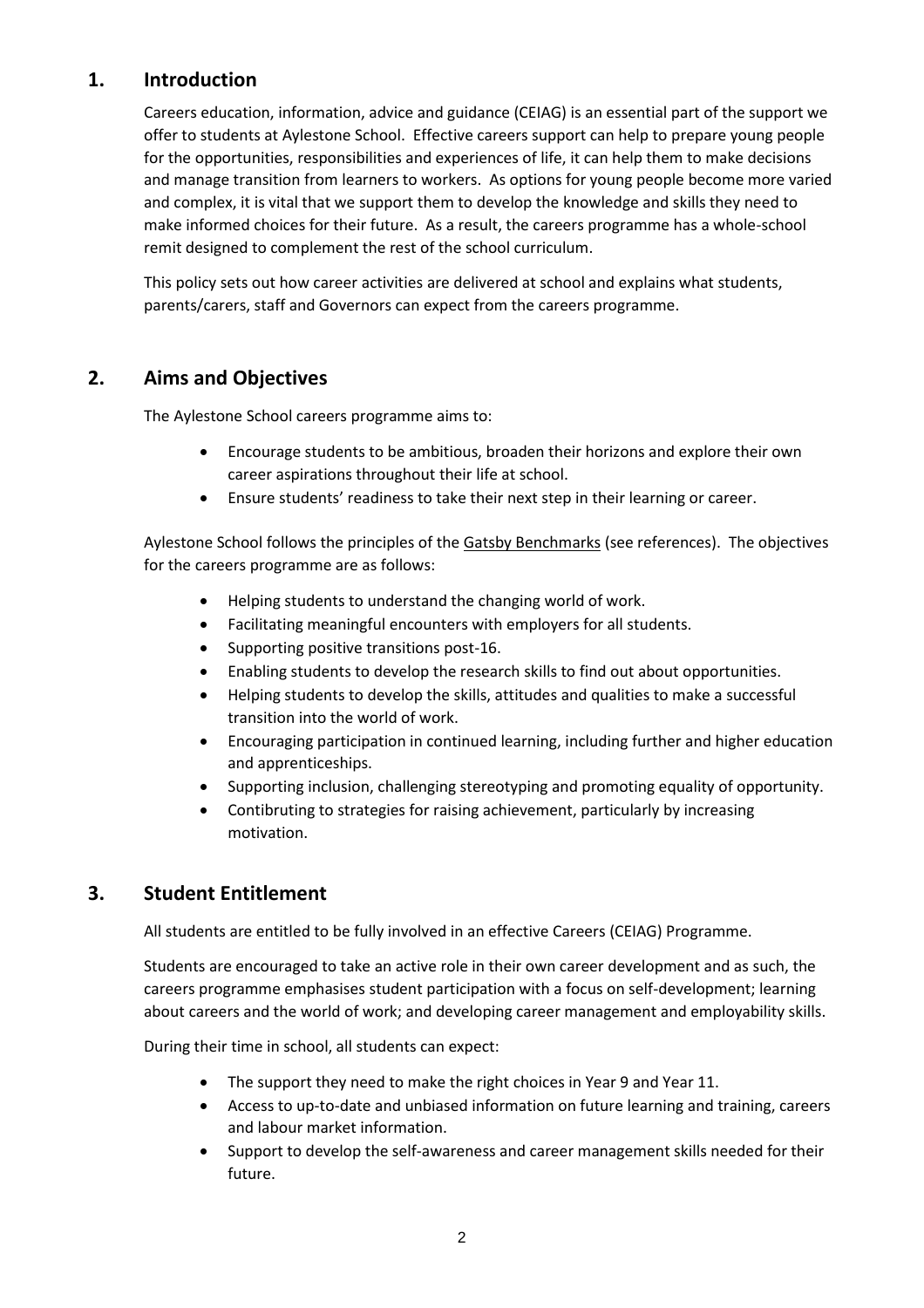## 1. Introduction

Careers education, information, advice and guidance (CEIAG) is an essential part of the support we offer to students at Aylestone School. Effective careers support can help to prepare young people for the opportunities, responsibilities and experiences of life, it can help them to make decisions and manage transition from learners to workers. As options for young people become more varied and complex, it is vital that we support them to develop the knowledge and skills they need to make informed choices for their future. As a result, the careers programme has a whole-school remit designed to complement the rest of the school curriculum.

This policy sets out how career activities are delivered at school and explains what students, parents/carers, staff and Governors can expect from the careers programme.

## 2. Aims and Objectives

The Aylestone School careers programme aims to:

- Encourage students to be ambitious, broaden their horizons and explore their own career aspirations throughout their life at school.
- Ensure students' readiness to take their next step in their learning or career.

Aylestone School follows the principles of the Gatsby Benchmarks (see references). The objectives for the careers programme are as follows:

- Helping students to understand the changing world of work.
- Facilitating meaningful encounters with employers for all students.
- Supporting positive transitions post-16.
- Enabling students to develop the research skills to find out about opportunities.
- Helping students to develop the skills, attitudes and qualities to make a successful transition into the world of work.
- Encouraging participation in continued learning, including further and higher education and apprenticeships.
- Supporting inclusion, challenging stereotyping and promoting equality of opportunity.
- Contibruting to strategies for raising achievement, particularly by increasing motivation.

## 3. Student Entitlement

All students are entitled to be fully involved in an effective Careers (CEIAG) Programme.

Students are encouraged to take an active role in their own career development and as such, the careers programme emphasises student participation with a focus on self-development; learning about careers and the world of work; and developing career management and employability skills.

During their time in school, all students can expect:

- The support they need to make the right choices in Year 9 and Year 11.
- Access to up-to-date and unbiased information on future learning and training, careers and labour market information.
- Support to develop the self-awareness and career management skills needed for their future.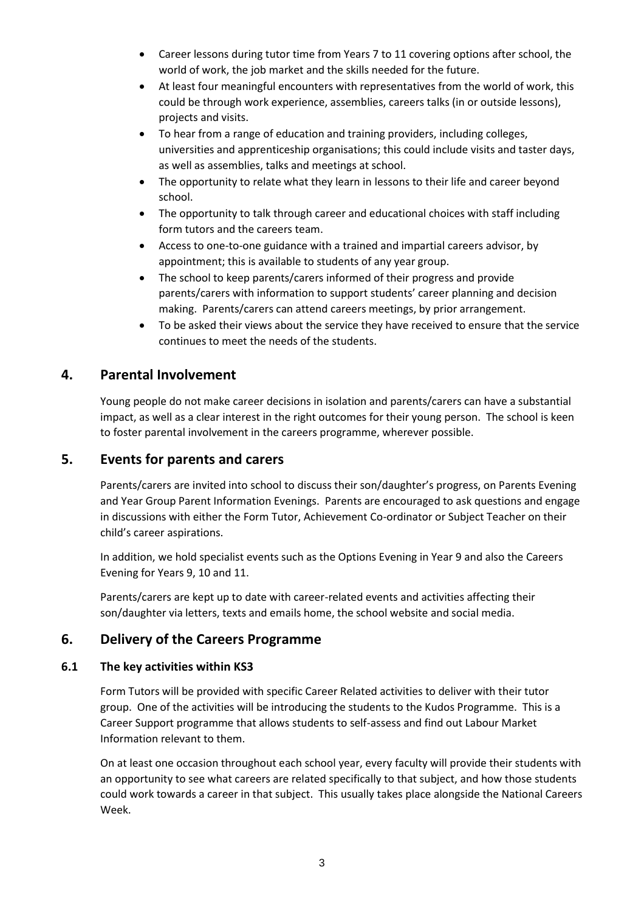- Career lessons during tutor time from Years 7 to 11 covering options after school, the world of work, the job market and the skills needed for the future.
- At least four meaningful encounters with representatives from the world of work, this could be through work experience, assemblies, careers talks (in or outside lessons), projects and visits.
- To hear from a range of education and training providers, including colleges, universities and apprenticeship organisations; this could include visits and taster days, as well as assemblies, talks and meetings at school.
- The opportunity to relate what they learn in lessons to their life and career beyond school.
- The opportunity to talk through career and educational choices with staff including form tutors and the careers team.
- Access to one-to-one guidance with a trained and impartial careers advisor, by appointment; this is available to students of any year group.
- The school to keep parents/carers informed of their progress and provide parents/carers with information to support students' career planning and decision making. Parents/carers can attend careers meetings, by prior arrangement.
- To be asked their views about the service they have received to ensure that the service continues to meet the needs of the students.

## 4. Parental Involvement

Young people do not make career decisions in isolation and parents/carers can have a substantial impact, as well as a clear interest in the right outcomes for their young person. The school is keen to foster parental involvement in the careers programme, wherever possible.

## 5. Events for parents and carers

Parents/carers are invited into school to discuss their son/daughter's progress, on Parents Evening and Year Group Parent Information Evenings. Parents are encouraged to ask questions and engage in discussions with either the Form Tutor, Achievement Co-ordinator or Subject Teacher on their child's career aspirations.

In addition, we hold specialist events such as the Options Evening in Year 9 and also the Careers Evening for Years 9, 10 and 11.

Parents/carers are kept up to date with career-related events and activities affecting their son/daughter via letters, texts and emails home, the school website and social media.

## 6. Delivery of the Careers Programme

### 6.1 The key activities within KS3

Form Tutors will be provided with specific Career Related activities to deliver with their tutor group. One of the activities will be introducing the students to the Kudos Programme. This is a Career Support programme that allows students to self-assess and find out Labour Market Information relevant to them.

On at least one occasion throughout each school year, every faculty will provide their students with an opportunity to see what careers are related specifically to that subject, and how those students could work towards a career in that subject. This usually takes place alongside the National Careers Week.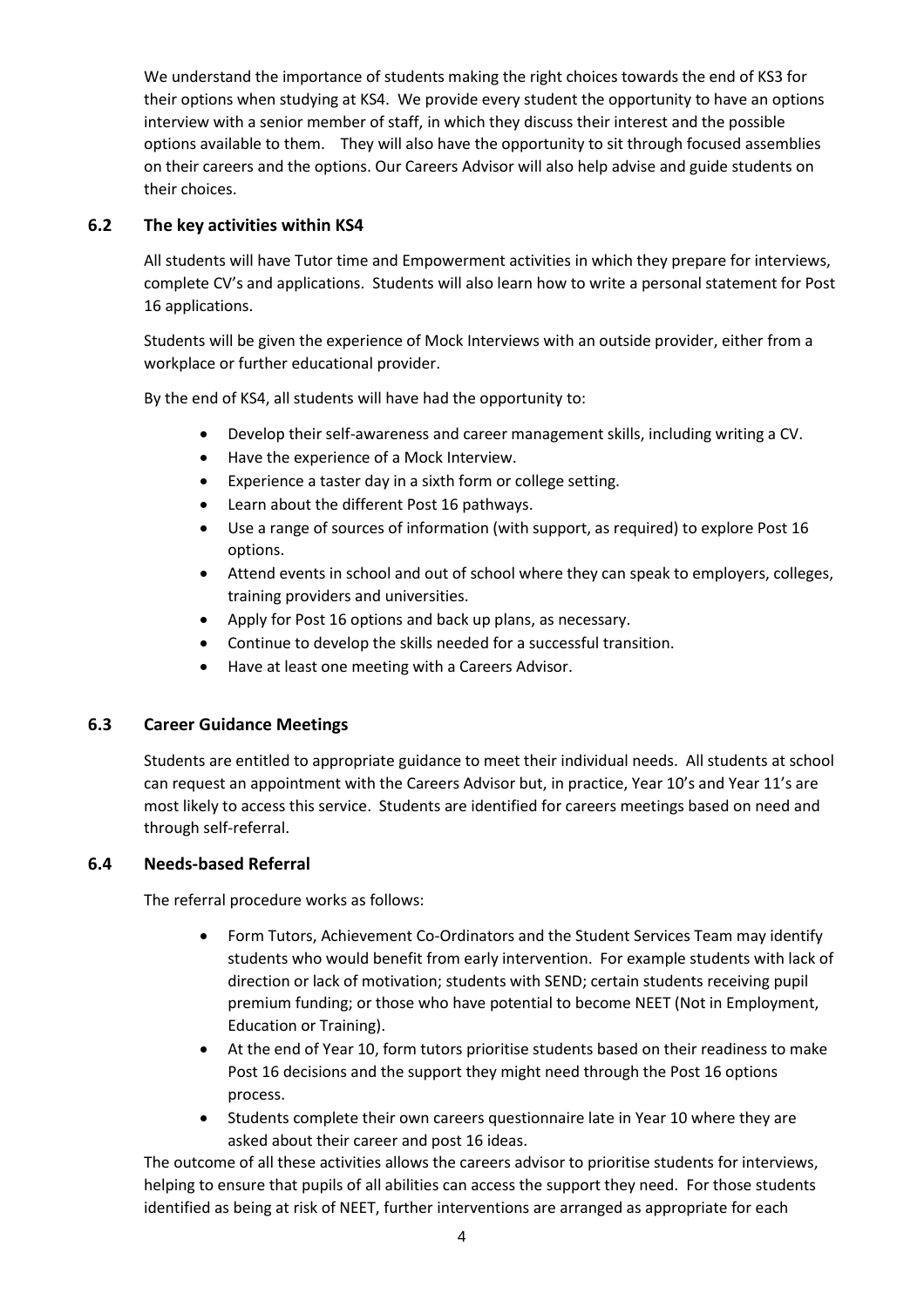We understand the importance of students making the right choices towards the end of KS3 for their options when studying at KS4. We provide every student the opportunity to have an options interview with a senior member of staff, in which they discuss their interest and the possible options available to them. They will also have the opportunity to sit through focused assemblies on their careers and the options. Our Careers Advisor will also help advise and guide students on their choices.

### 6.2 The key activities within KS4

All students will have Tutor time and Empowerment activities in which they prepare for interviews, complete CV's and applications. Students will also learn how to write a personal statement for Post 16 applications.

Students will be given the experience of Mock Interviews with an outside provider, either from a workplace or further educational provider.

By the end of KS4, all students will have had the opportunity to:

- Develop their self-awareness and career management skills, including writing a CV.
- Have the experience of a Mock Interview.
- Experience a taster day in a sixth form or college setting.
- Learn about the different Post 16 pathways.
- Use a range of sources of information (with support, as required) to explore Post 16 options.
- Attend events in school and out of school where they can speak to employers, colleges, training providers and universities.
- Apply for Post 16 options and back up plans, as necessary.
- Continue to develop the skills needed for a successful transition.
- Have at least one meeting with a Careers Advisor.

### 6.3 Career Guidance Meetings

Students are entitled to appropriate guidance to meet their individual needs. All students at school can request an appointment with the Careers Advisor but, in practice, Year 10's and Year 11's are most likely to access this service. Students are identified for careers meetings based on need and through self-referral.

### 6.4 Needs-based Referral

The referral procedure works as follows:

- Form Tutors, Achievement Co-Ordinators and the Student Services Team may identify students who would benefit from early intervention. For example students with lack of direction or lack of motivation; students with SEND; certain students receiving pupil premium funding; or those who have potential to become NEET (Not in Employment, Education or Training).
- At the end of Year 10, form tutors prioritise students based on their readiness to make Post 16 decisions and the support they might need through the Post 16 options process.
- Students complete their own careers questionnaire late in Year 10 where they are asked about their career and post 16 ideas.

The outcome of all these activities allows the careers advisor to prioritise students for interviews, helping to ensure that pupils of all abilities can access the support they need. For those students identified as being at risk of NEET, further interventions are arranged as appropriate for each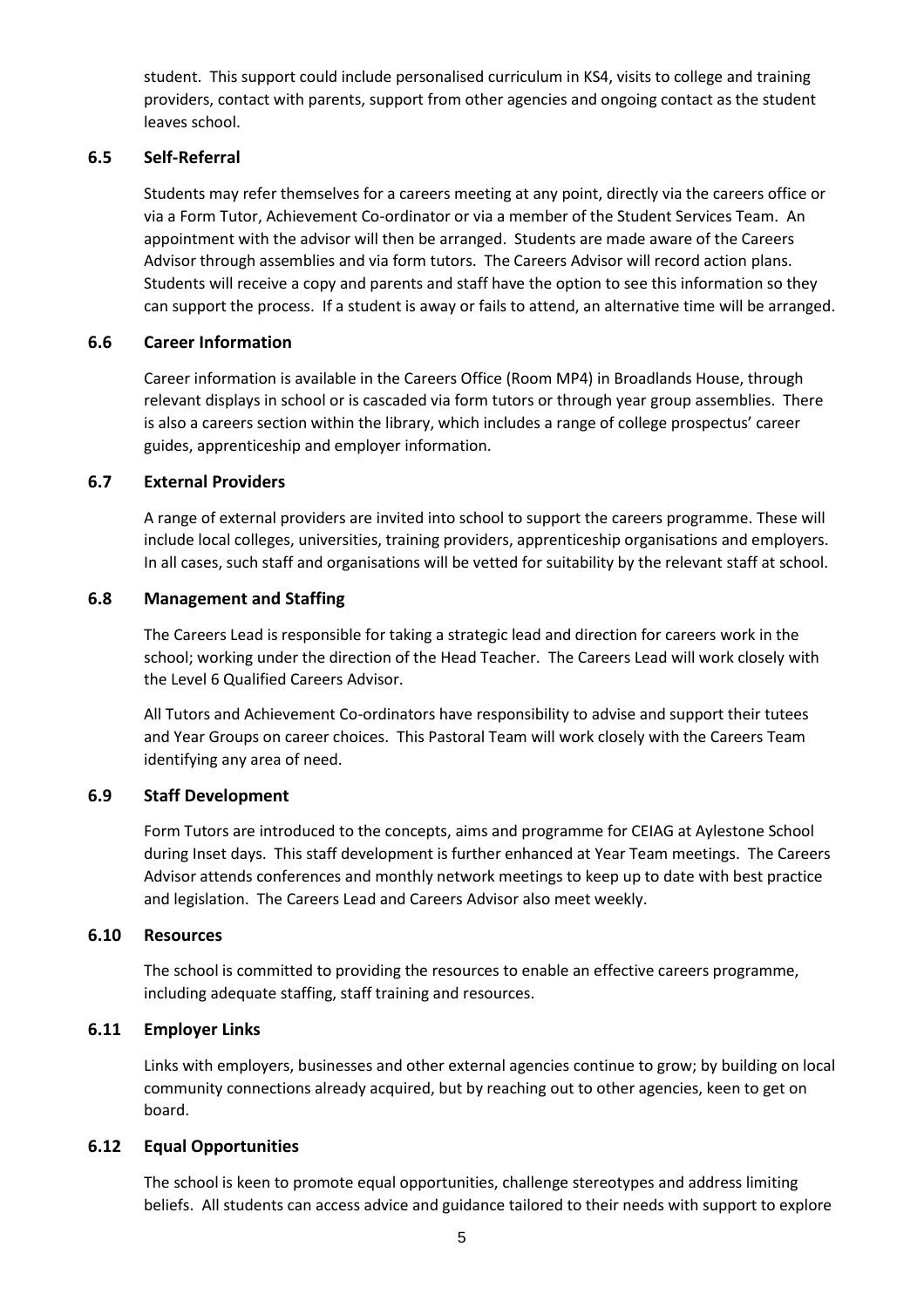student. This support could include personalised curriculum in KS4, visits to college and training providers, contact with parents, support from other agencies and ongoing contact as the student leaves school.

### 6.5 Self-Referral

Students may refer themselves for a careers meeting at any point, directly via the careers office or via a Form Tutor, Achievement Co-ordinator or via a member of the Student Services Team. An appointment with the advisor will then be arranged. Students are made aware of the Careers Advisor through assemblies and via form tutors. The Careers Advisor will record action plans. Students will receive a copy and parents and staff have the option to see this information so they can support the process. If a student is away or fails to attend, an alternative time will be arranged.

### 6.6 Career Information

Career information is available in the Careers Office (Room MP4) in Broadlands House, through relevant displays in school or is cascaded via form tutors or through year group assemblies. There is also a careers section within the library, which includes a range of college prospectus' career guides, apprenticeship and employer information.

### 6.7 External Providers

A range of external providers are invited into school to support the careers programme. These will include local colleges, universities, training providers, apprenticeship organisations and employers. In all cases, such staff and organisations will be vetted for suitability by the relevant staff at school.

### 6.8 Management and Staffing

The Careers Lead is responsible for taking a strategic lead and direction for careers work in the school; working under the direction of the Head Teacher. The Careers Lead will work closely with the Level 6 Qualified Careers Advisor.

All Tutors and Achievement Co-ordinators have responsibility to advise and support their tutees and Year Groups on career choices. This Pastoral Team will work closely with the Careers Team identifying any area of need.

### 6.9 Staff Development

Form Tutors are introduced to the concepts, aims and programme for CEIAG at Aylestone School during Inset days. This staff development is further enhanced at Year Team meetings. The Careers Advisor attends conferences and monthly network meetings to keep up to date with best practice and legislation. The Careers Lead and Careers Advisor also meet weekly.

### 6.10 Resources

The school is committed to providing the resources to enable an effective careers programme, including adequate staffing, staff training and resources.

### 6.11 Employer Links

Links with employers, businesses and other external agencies continue to grow; by building on local community connections already acquired, but by reaching out to other agencies, keen to get on board.

### 6.12 Equal Opportunities

The school is keen to promote equal opportunities, challenge stereotypes and address limiting beliefs. All students can access advice and guidance tailored to their needs with support to explore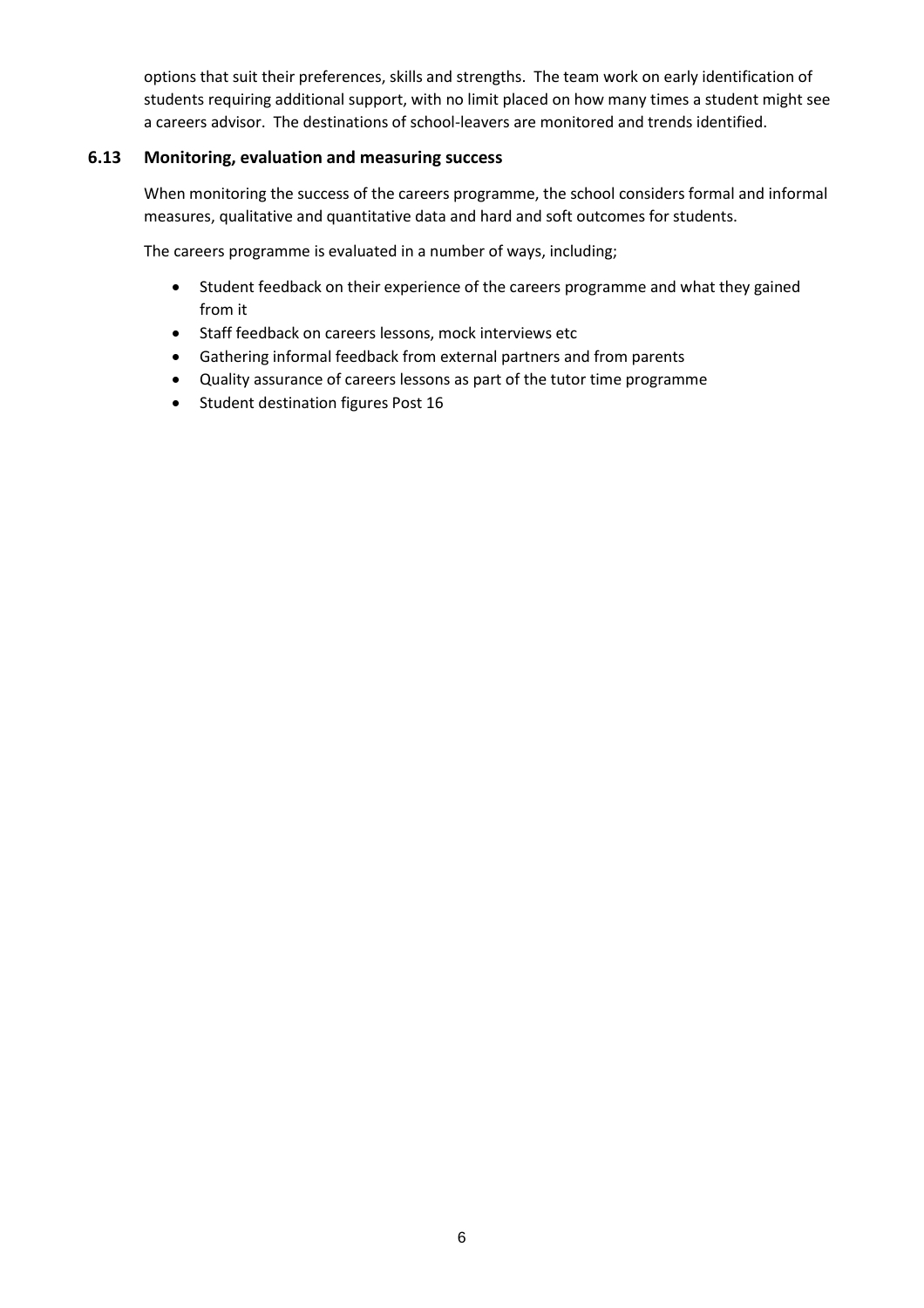options that suit their preferences, skills and strengths. The team work on early identification of students requiring additional support, with no limit placed on how many times a student might see a careers advisor. The destinations of school-leavers are monitored and trends identified.

### 6.13 Monitoring, evaluation and measuring success

When monitoring the success of the careers programme, the school considers formal and informal measures, qualitative and quantitative data and hard and soft outcomes for students.

The careers programme is evaluated in a number of ways, including;

- Student feedback on their experience of the careers programme and what they gained from it
- Staff feedback on careers lessons, mock interviews etc
- Gathering informal feedback from external partners and from parents
- Quality assurance of careers lessons as part of the tutor time programme
- Student destination figures Post 16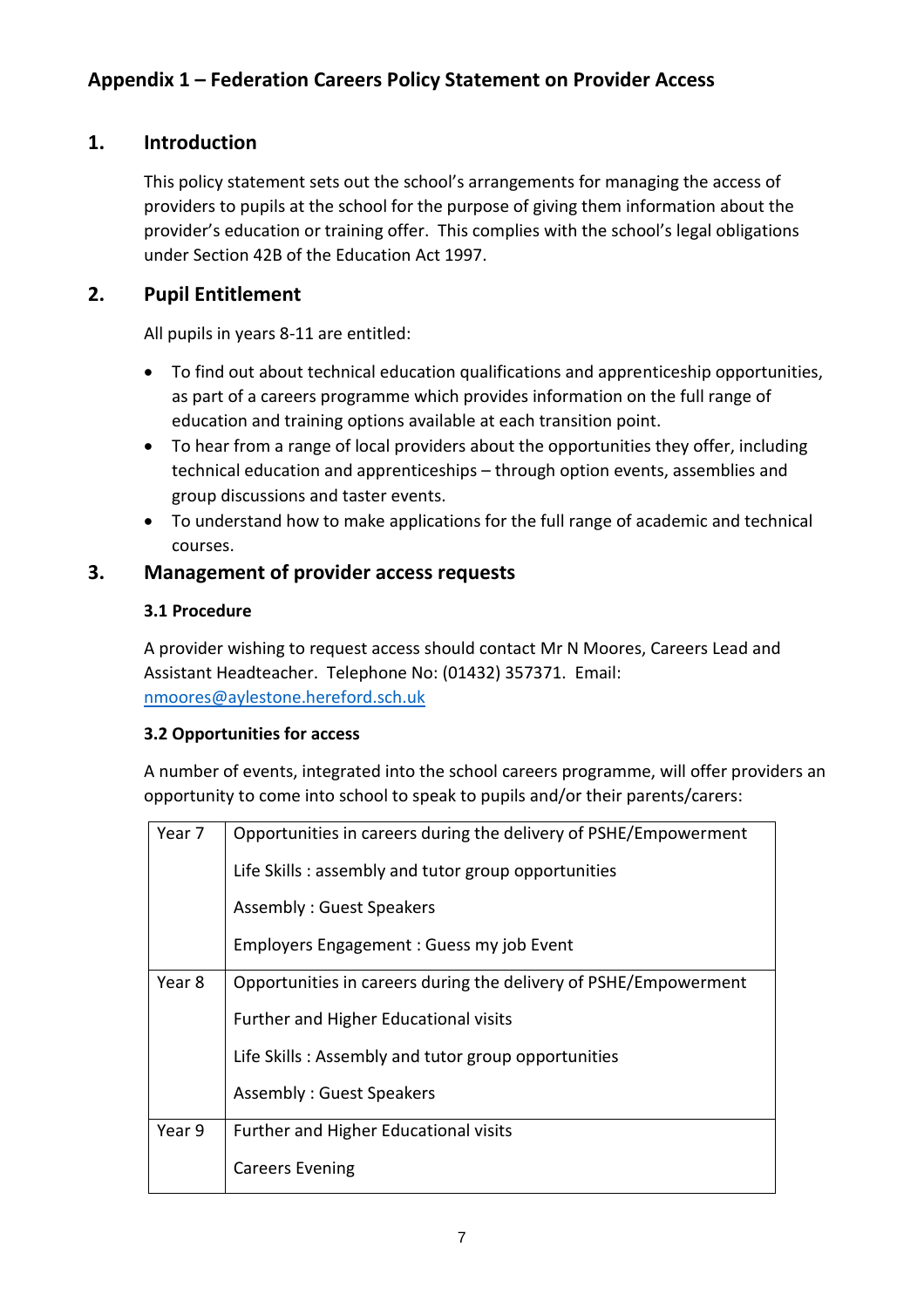## Appendix 1 – Federation Careers Policy Statement on Provider Access

### 1. Introduction

This policy statement sets out the school's arrangements for managing the access of providers to pupils at the school for the purpose of giving them information about the provider's education or training offer. This complies with the school's legal obligations under Section 42B of the Education Act 1997.

### 2. Pupil Entitlement

All pupils in years 8-11 are entitled:

- To find out about technical education qualifications and apprenticeship opportunities, as part of a careers programme which provides information on the full range of education and training options available at each transition point.
- To hear from a range of local providers about the opportunities they offer, including technical education and apprenticeships – through option events, assemblies and group discussions and taster events.
- To understand how to make applications for the full range of academic and technical courses.

### 3. Management of provider access requests

#### 3.1 Procedure

A provider wishing to request access should contact Mr N Moores, Careers Lead and Assistant Headteacher. Telephone No: (01432) 357371. Email: nmoores@aylestone.hereford.sch.uk

#### 3.2 Opportunities for access

A number of events, integrated into the school careers programme, will offer providers an opportunity to come into school to speak to pupils and/or their parents/carers:

| | |
|---|---|
| Year 7 | Opportunities in careers during the delivery of PSHE/Empowerment<br>Life Skills : assembly and tutor group opportunities<br>Assembly : Guest Speakers<br>Employers Engagement : Guess my job Event |
| Year 8 | Opportunities in careers during the delivery of PSHE/Empowerment<br>Further and Higher Educational visits<br>Life Skills : Assembly and tutor group opportunities<br>Assembly : Guest Speakers |
| Year 9 | Further and Higher Educational visits<br>Careers Evening |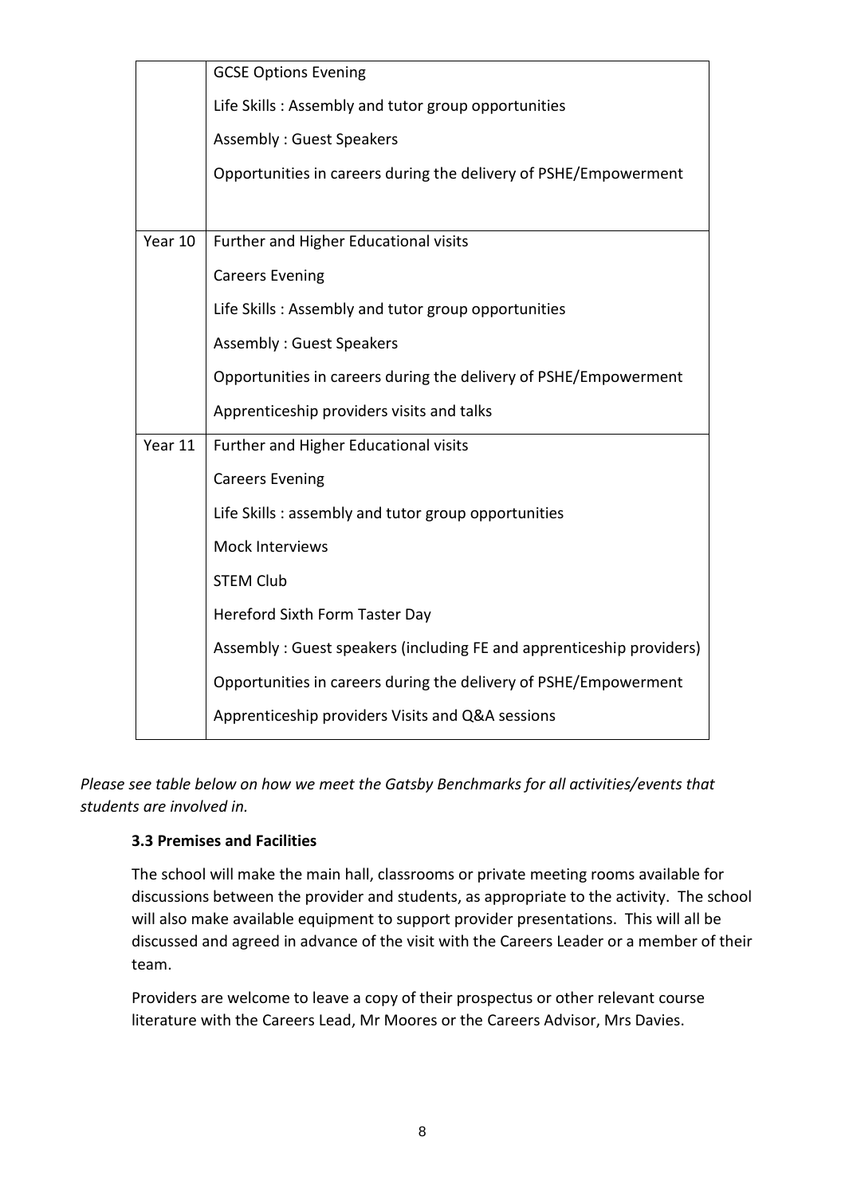| | |
|---|---|
| | GCSE Options Evening<br>Life Skills : Assembly and tutor group opportunities<br>Assembly : Guest Speakers<br>Opportunities in careers during the delivery of PSHE/Empowerment |
| Year 10 | Further and Higher Educational visits<br>Careers Evening<br>Life Skills : Assembly and tutor group opportunities<br>Assembly : Guest Speakers<br>Opportunities in careers during the delivery of PSHE/Empowerment<br>Apprenticeship providers visits and talks |
| Year 11 | Further and Higher Educational visits<br>Careers Evening<br>Life Skills : assembly and tutor group opportunities<br>Mock Interviews<br>STEM Club<br>Hereford Sixth Form Taster Day<br>Assembly : Guest speakers (including FE and apprenticeship providers)<br>Opportunities in careers during the delivery of PSHE/Empowerment<br>Apprenticeship providers Visits and Q&A sessions |

*Please see table below on how we meet the Gatsby Benchmarks for all activities/events that students are involved in.*

### 3.3 Premises and Facilities

The school will make the main hall, classrooms or private meeting rooms available for discussions between the provider and students, as appropriate to the activity. The school will also make available equipment to support provider presentations. This will all be discussed and agreed in advance of the visit with the Careers Leader or a member of their team.

Providers are welcome to leave a copy of their prospectus or other relevant course literature with the Careers Lead, Mr Moores or the Careers Advisor, Mrs Davies.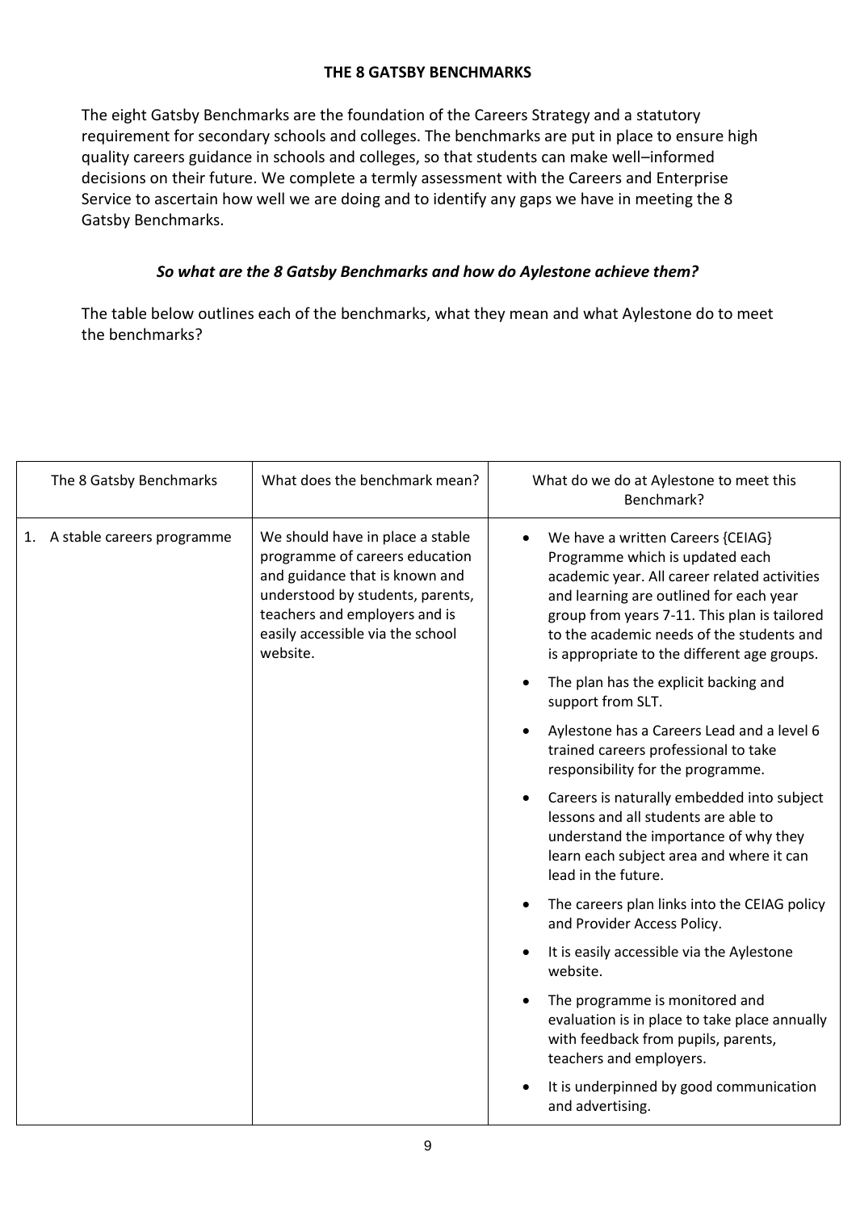## THE 8 GATSBY BENCHMARKS

The eight Gatsby Benchmarks are the foundation of the Careers Strategy and a statutory requirement for secondary schools and colleges. The benchmarks are put in place to ensure high quality careers guidance in schools and colleges, so that students can make well–informed decisions on their future. We complete a termly assessment with the Careers and Enterprise Service to ascertain how well we are doing and to identify any gaps we have in meeting the 8 Gatsby Benchmarks.

***So what are the 8 Gatsby Benchmarks and how do Aylestone achieve them?***

The table below outlines each of the benchmarks, what they mean and what Aylestone do to meet the benchmarks?

| The 8 Gatsby Benchmarks | What does the benchmark mean? | What do we do at Aylestone to meet this Benchmark? |
|---|---|---|
| 1. A stable careers programme | We should have in place a stable programme of careers education and guidance that is known and understood by students, parents, teachers and employers and is easily accessible via the school website. | • We have a written Careers {CEIAG} Programme which is updated each academic year. All career related activities and learning are outlined for each year group from years 7-11. This plan is tailored to the academic needs of the students and is appropriate to the different age groups.<br>• The plan has the explicit backing and support from SLT.<br>• Aylestone has a Careers Lead and a level 6 trained careers professional to take responsibility for the programme.<br>• Careers is naturally embedded into subject lessons and all students are able to understand the importance of why they learn each subject area and where it can lead in the future.<br>• The careers plan links into the CEIAG policy and Provider Access Policy.<br>• It is easily accessible via the Aylestone website.<br>• The programme is monitored and evaluation is in place to take place annually with feedback from pupils, parents, teachers and employers.<br>• It is underpinned by good communication and advertising. |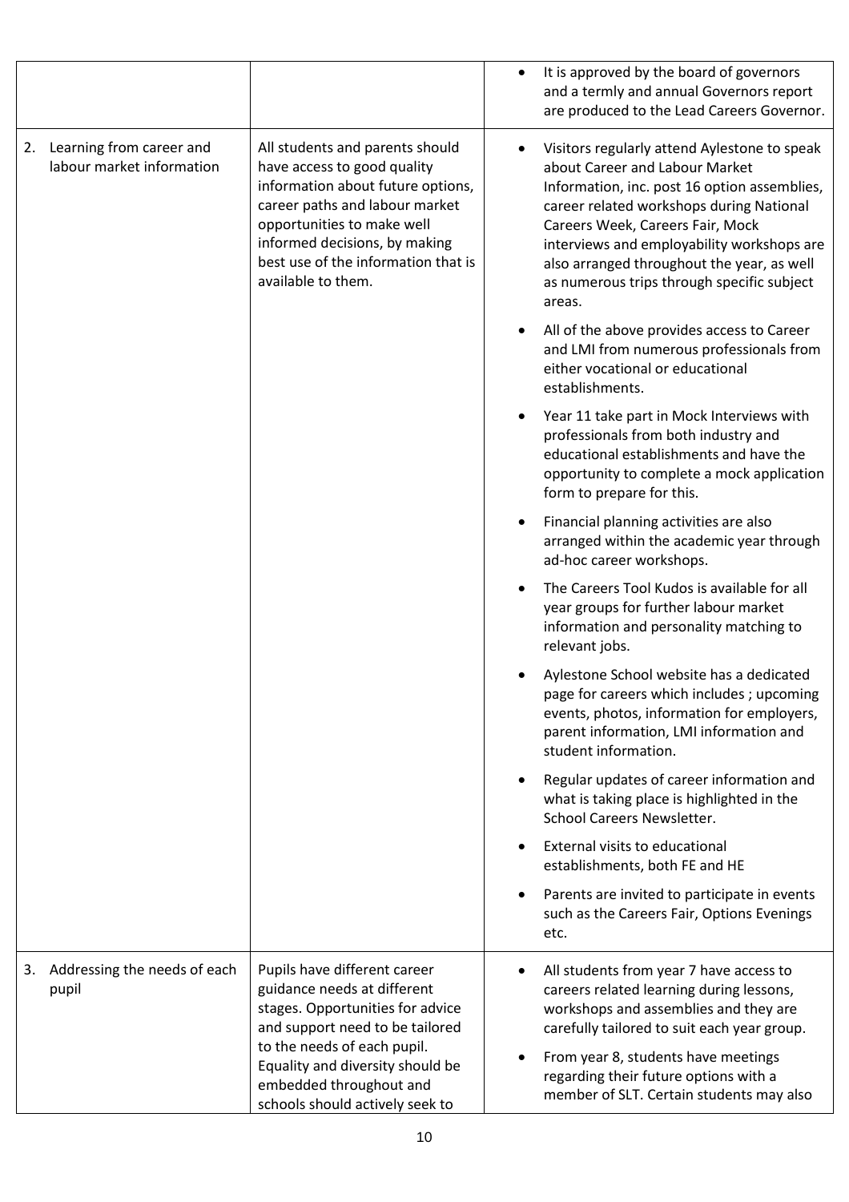| | | |
|---|---|---|
| | | • It is approved by the board of governors and a termly and annual Governors report are produced to the Lead Careers Governor. |
| 2. Learning from career and labour market information | All students and parents should have access to good quality information about future options, career paths and labour market opportunities to make well informed decisions, by making best use of the information that is available to them. | • Visitors regularly attend Aylestone to speak about Career and Labour Market Information, inc. post 16 option assemblies, career related workshops during National Careers Week, Careers Fair, Mock interviews and employability workshops are also arranged throughout the year, as well as numerous trips through specific subject areas.<br>• All of the above provides access to Career and LMI from numerous professionals from either vocational or educational establishments.<br>• Year 11 take part in Mock Interviews with professionals from both industry and educational establishments and have the opportunity to complete a mock application form to prepare for this.<br>• Financial planning activities are also arranged within the academic year through ad-hoc career workshops.<br>• The Careers Tool Kudos is available for all year groups for further labour market information and personality matching to relevant jobs.<br>• Aylestone School website has a dedicated page for careers which includes ; upcoming events, photos, information for employers, parent information, LMI information and student information.<br>• Regular updates of career information and what is taking place is highlighted in the School Careers Newsletter.<br>• External visits to educational establishments, both FE and HE<br>• Parents are invited to participate in events such as the Careers Fair, Options Evenings etc. |
| 3. Addressing the needs of each pupil | Pupils have different career guidance needs at different stages. Opportunities for advice and support need to be tailored to the needs of each pupil. Equality and diversity should be embedded throughout and schools should actively seek to | • All students from year 7 have access to careers related learning during lessons, workshops and assemblies and they are carefully tailored to suit each year group.<br>• From year 8, students have meetings regarding their future options with a member of SLT. Certain students may also |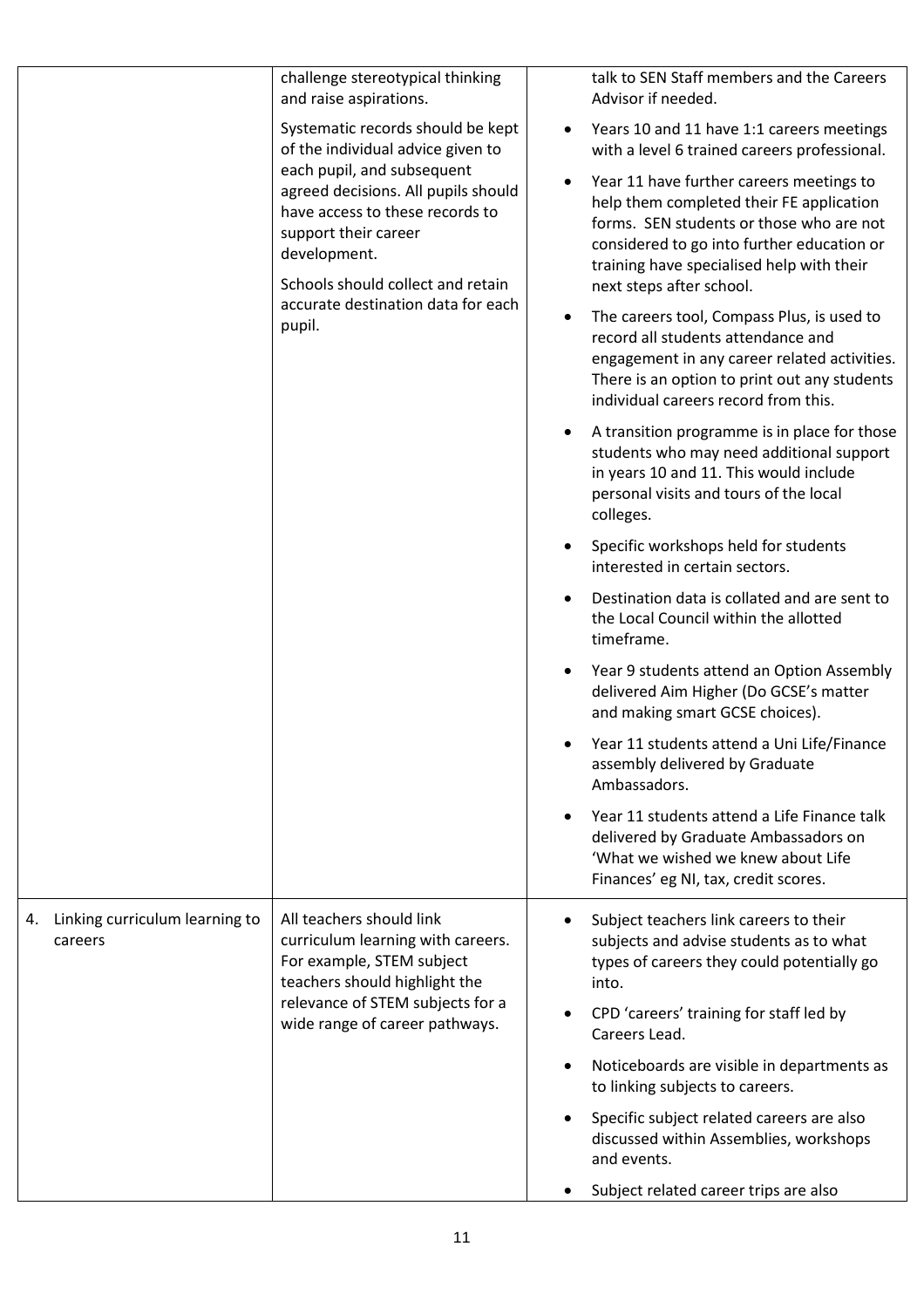| | | |
|---|---|---|
| | challenge stereotypical thinking and raise aspirations.<br><br>Systematic records should be kept of the individual advice given to each pupil, and subsequent agreed decisions. All pupils should have access to these records to support their career development.<br><br>Schools should collect and retain accurate destination data for each pupil. | talk to SEN Staff members and the Careers Advisor if needed.<br><br>• Years 10 and 11 have 1:1 careers meetings with a level 6 trained careers professional.<br>• Year 11 have further careers meetings to help them completed their FE application forms. SEN students or those who are not considered to go into further education or training have specialised help with their next steps after school.<br>• The careers tool, Compass Plus, is used to record all students attendance and engagement in any career related activities. There is an option to print out any students individual careers record from this.<br>• A transition programme is in place for those students who may need additional support in years 10 and 11. This would include personal visits and tours of the local colleges.<br>• Specific workshops held for students interested in certain sectors.<br>• Destination data is collated and are sent to the Local Council within the allotted timeframe.<br>• Year 9 students attend an Option Assembly delivered Aim Higher (Do GCSE's matter and making smart GCSE choices).<br>• Year 11 students attend a Uni Life/Finance assembly delivered by Graduate Ambassadors.<br>• Year 11 students attend a Life Finance talk delivered by Graduate Ambassadors on 'What we wished we knew about Life Finances' eg NI, tax, credit scores. |
| 4. Linking curriculum learning to careers | All teachers should link curriculum learning with careers. For example, STEM subject teachers should highlight the relevance of STEM subjects for a wide range of career pathways. | • Subject teachers link careers to their subjects and advise students as to what types of careers they could potentially go into.<br>• CPD 'careers' training for staff led by Careers Lead.<br>• Noticeboards are visible in departments as to linking subjects to careers.<br>• Specific subject related careers are also discussed within Assemblies, workshops and events.<br>• Subject related career trips are also |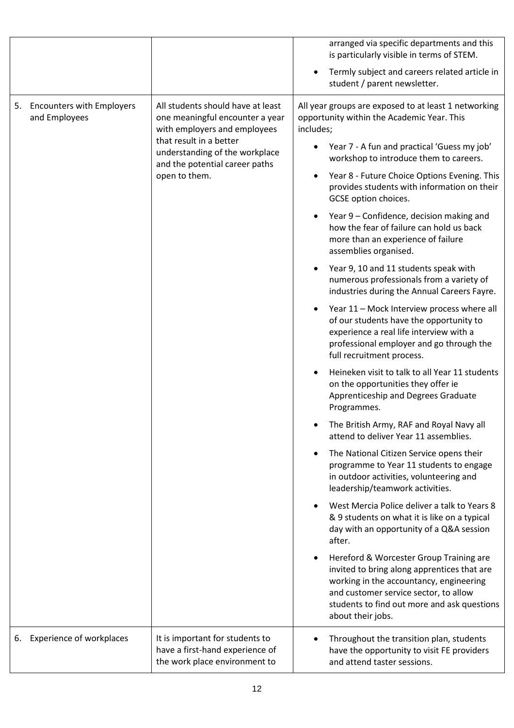| | | |
|---|---|---|
| | | arranged via specific departments and this is particularly visible in terms of STEM.<br>• Termly subject and careers related article in student / parent newsletter. |
| 5. Encounters with Employers and Employees | All students should have at least one meaningful encounter a year with employers and employees that result in a better understanding of the workplace and the potential career paths open to them. | All year groups are exposed to at least 1 networking opportunity within the Academic Year. This includes;<br>• Year 7 - A fun and practical 'Guess my job' workshop to introduce them to careers.<br>• Year 8 - Future Choice Options Evening. This provides students with information on their GCSE option choices.<br>• Year 9 – Confidence, decision making and how the fear of failure can hold us back more than an experience of failure assemblies organised.<br>• Year 9, 10 and 11 students speak with numerous professionals from a variety of industries during the Annual Careers Fayre.<br>• Year 11 – Mock Interview process where all of our students have the opportunity to experience a real life interview with a professional employer and go through the full recruitment process.<br>• Heineken visit to talk to all Year 11 students on the opportunities they offer ie Apprenticeship and Degrees Graduate Programmes.<br>• The British Army, RAF and Royal Navy all attend to deliver Year 11 assemblies.<br>• The National Citizen Service opens their programme to Year 11 students to engage in outdoor activities, volunteering and leadership/teamwork activities.<br>• West Mercia Police deliver a talk to Years 8 & 9 students on what it is like on a typical day with an opportunity of a Q&A session after.<br>• Hereford & Worcester Group Training are invited to bring along apprentices that are working in the accountancy, engineering and customer service sector, to allow students to find out more and ask questions about their jobs. |
| 6. Experience of workplaces | It is important for students to have a first-hand experience of the work place environment to | • Throughout the transition plan, students have the opportunity to visit FE providers and attend taster sessions. |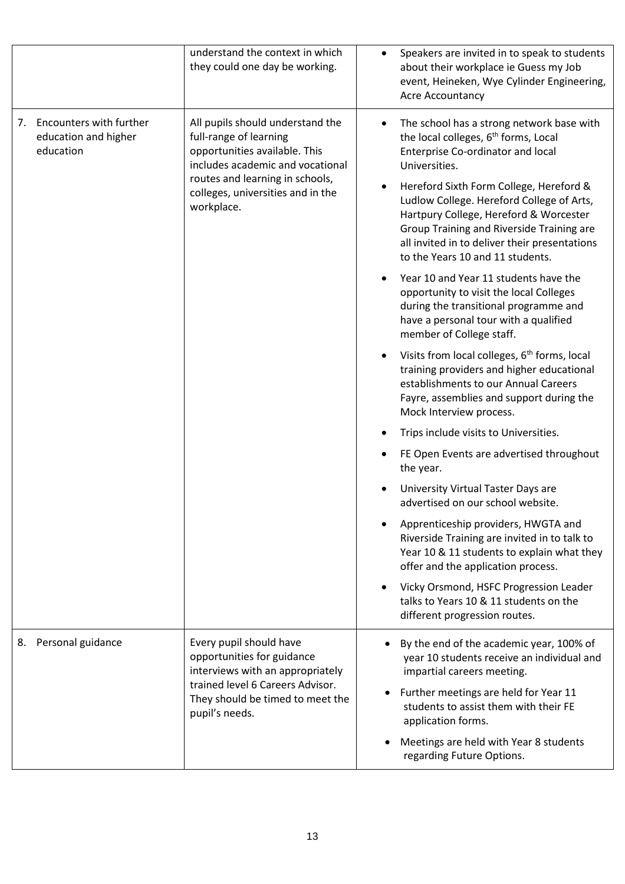| | | |
|---|---|---|
| | understand the context in which they could one day be working. | • Speakers are invited in to speak to students about their workplace ie Guess my Job event, Heineken, Wye Cylinder Engineering, Acre Accountancy |
| 7. Encounters with further education and higher education | All pupils should understand the full-range of learning opportunities available. This includes academic and vocational routes and learning in schools, colleges, universities and in the workplace. | • The school has a strong network base with the local colleges, 6th forms, Local Enterprise Co-ordinator and local Universities.<br>• Hereford Sixth Form College, Hereford & Ludlow College. Hereford College of Arts, Hartpury College, Hereford & Worcester Group Training and Riverside Training are all invited in to deliver their presentations to the Years 10 and 11 students.<br>• Year 10 and Year 11 students have the opportunity to visit the local Colleges during the transitional programme and have a personal tour with a qualified member of College staff.<br>• Visits from local colleges, 6th forms, local training providers and higher educational establishments to our Annual Careers Fayre, assemblies and support during the Mock Interview process.<br>• Trips include visits to Universities.<br>• FE Open Events are advertised throughout the year.<br>• University Virtual Taster Days are advertised on our school website.<br>• Apprenticeship providers, HWGTA and Riverside Training are invited in to talk to Year 10 & 11 students to explain what they offer and the application process.<br>• Vicky Orsmond, HSFC Progression Leader talks to Years 10 & 11 students on the different progression routes. |
| 8. Personal guidance | Every pupil should have opportunities for guidance interviews with an appropriately trained level 6 Careers Advisor. They should be timed to meet the pupil's needs. | • By the end of the academic year, 100% of year 10 students receive an individual and impartial careers meeting.<br>• Further meetings are held for Year 11 students to assist them with their FE application forms.<br>• Meetings are held with Year 8 students regarding Future Options. |